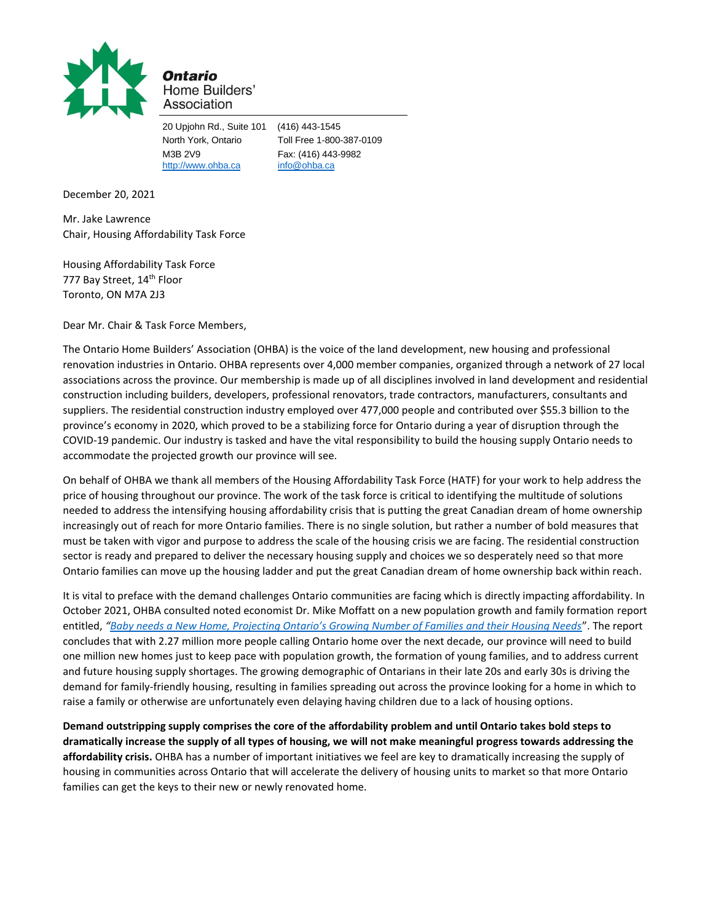**Ontario** Home Builders' Association

20 Upjohn Rd., Suite 101
North York, Ontario
M3B 2V9
http://www.ohba.ca

(416) 443-1545
Toll Free 1-800-387-0109
Fax: (416) 443-9982
info@ohba.ca

December 20, 2021

Mr. Jake Lawrence
Chair, Housing Affordability Task Force

Housing Affordability Task Force
777 Bay Street, 14th Floor
Toronto, ON M7A 2J3

Dear Mr. Chair & Task Force Members,

The Ontario Home Builders' Association (OHBA) is the voice of the land development, new housing and professional renovation industries in Ontario. OHBA represents over 4,000 member companies, organized through a network of 27 local associations across the province. Our membership is made up of all disciplines involved in land development and residential construction including builders, developers, professional renovators, trade contractors, manufacturers, consultants and suppliers. The residential construction industry employed over 477,000 people and contributed over $55.3 billion to the province's economy in 2020, which proved to be a stabilizing force for Ontario during a year of disruption through the COVID-19 pandemic. Our industry is tasked and have the vital responsibility to build the housing supply Ontario needs to accommodate the projected growth our province will see.

On behalf of OHBA we thank all members of the Housing Affordability Task Force (HATF) for your work to help address the price of housing throughout our province. The work of the task force is critical to identifying the multitude of solutions needed to address the intensifying housing affordability crisis that is putting the great Canadian dream of home ownership increasingly out of reach for more Ontario families. There is no single solution, but rather a number of bold measures that must be taken with vigor and purpose to address the scale of the housing crisis we are facing. The residential construction sector is ready and prepared to deliver the necessary housing supply and choices we so desperately need so that more Ontario families can move up the housing ladder and put the great Canadian dream of home ownership back within reach.

It is vital to preface with the demand challenges Ontario communities are facing which is directly impacting affordability. In October 2021, OHBA consulted noted economist Dr. Mike Moffatt on a new population growth and family formation report entitled, *"Baby needs a New Home, Projecting Ontario's Growing Number of Families and their Housing Needs"*. The report concludes that with 2.27 million more people calling Ontario home over the next decade, our province will need to build one million new homes just to keep pace with population growth, the formation of young families, and to address current and future housing supply shortages. The growing demographic of Ontarians in their late 20s and early 30s is driving the demand for family-friendly housing, resulting in families spreading out across the province looking for a home in which to raise a family or otherwise are unfortunately even delaying having children due to a lack of housing options.

**Demand outstripping supply comprises the core of the affordability problem and until Ontario takes bold steps to dramatically increase the supply of all types of housing, we will not make meaningful progress towards addressing the affordability crisis.** OHBA has a number of important initiatives we feel are key to dramatically increasing the supply of housing in communities across Ontario that will accelerate the delivery of housing units to market so that more Ontario families can get the keys to their new or newly renovated home.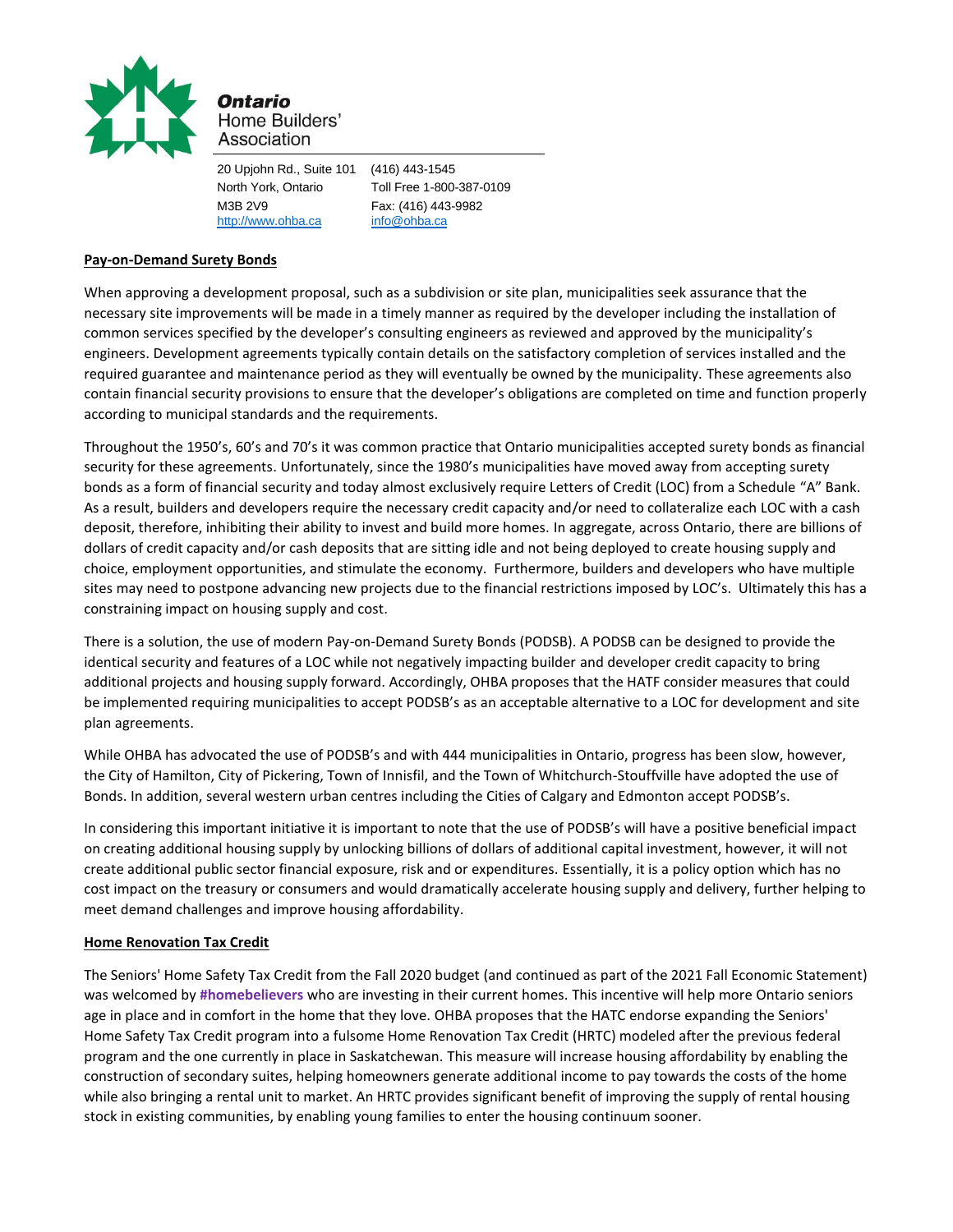**Ontario** Home Builders' Association

20 Upjohn Rd., Suite 101
North York, Ontario
M3B 2V9
http://www.ohba.ca

(416) 443-1545
Toll Free 1-800-387-0109
Fax: (416) 443-9982
info@ohba.ca

**Pay-on-Demand Surety Bonds**

When approving a development proposal, such as a subdivision or site plan, municipalities seek assurance that the necessary site improvements will be made in a timely manner as required by the developer including the installation of common services specified by the developer's consulting engineers as reviewed and approved by the municipality's engineers. Development agreements typically contain details on the satisfactory completion of services installed and the required guarantee and maintenance period as they will eventually be owned by the municipality. These agreements also contain financial security provisions to ensure that the developer's obligations are completed on time and function properly according to municipal standards and the requirements.

Throughout the 1950's, 60's and 70's it was common practice that Ontario municipalities accepted surety bonds as financial security for these agreements. Unfortunately, since the 1980's municipalities have moved away from accepting surety bonds as a form of financial security and today almost exclusively require Letters of Credit (LOC) from a Schedule "A" Bank. As a result, builders and developers require the necessary credit capacity and/or need to collateralize each LOC with a cash deposit, therefore, inhibiting their ability to invest and build more homes. In aggregate, across Ontario, there are billions of dollars of credit capacity and/or cash deposits that are sitting idle and not being deployed to create housing supply and choice, employment opportunities, and stimulate the economy. Furthermore, builders and developers who have multiple sites may need to postpone advancing new projects due to the financial restrictions imposed by LOC's. Ultimately this has a constraining impact on housing supply and cost.

There is a solution, the use of modern Pay-on-Demand Surety Bonds (PODSB). A PODSB can be designed to provide the identical security and features of a LOC while not negatively impacting builder and developer credit capacity to bring additional projects and housing supply forward. Accordingly, OHBA proposes that the HATF consider measures that could be implemented requiring municipalities to accept PODSB's as an acceptable alternative to a LOC for development and site plan agreements.

While OHBA has advocated the use of PODSB's and with 444 municipalities in Ontario, progress has been slow, however, the City of Hamilton, City of Pickering, Town of Innisfil, and the Town of Whitchurch-Stouffville have adopted the use of Bonds. In addition, several western urban centres including the Cities of Calgary and Edmonton accept PODSB's.

In considering this important initiative it is important to note that the use of PODSB's will have a positive beneficial impact on creating additional housing supply by unlocking billions of dollars of additional capital investment, however, it will not create additional public sector financial exposure, risk and or expenditures. Essentially, it is a policy option which has no cost impact on the treasury or consumers and would dramatically accelerate housing supply and delivery, further helping to meet demand challenges and improve housing affordability.

**Home Renovation Tax Credit**

The Seniors' Home Safety Tax Credit from the Fall 2020 budget (and continued as part of the 2021 Fall Economic Statement) was welcomed by **#homebelievers** who are investing in their current homes. This incentive will help more Ontario seniors age in place and in comfort in the home that they love. OHBA proposes that the HATC endorse expanding the Seniors' Home Safety Tax Credit program into a fulsome Home Renovation Tax Credit (HRTC) modeled after the previous federal program and the one currently in place in Saskatchewan. This measure will increase housing affordability by enabling the construction of secondary suites, helping homeowners generate additional income to pay towards the costs of the home while also bringing a rental unit to market. An HRTC provides significant benefit of improving the supply of rental housing stock in existing communities, by enabling young families to enter the housing continuum sooner.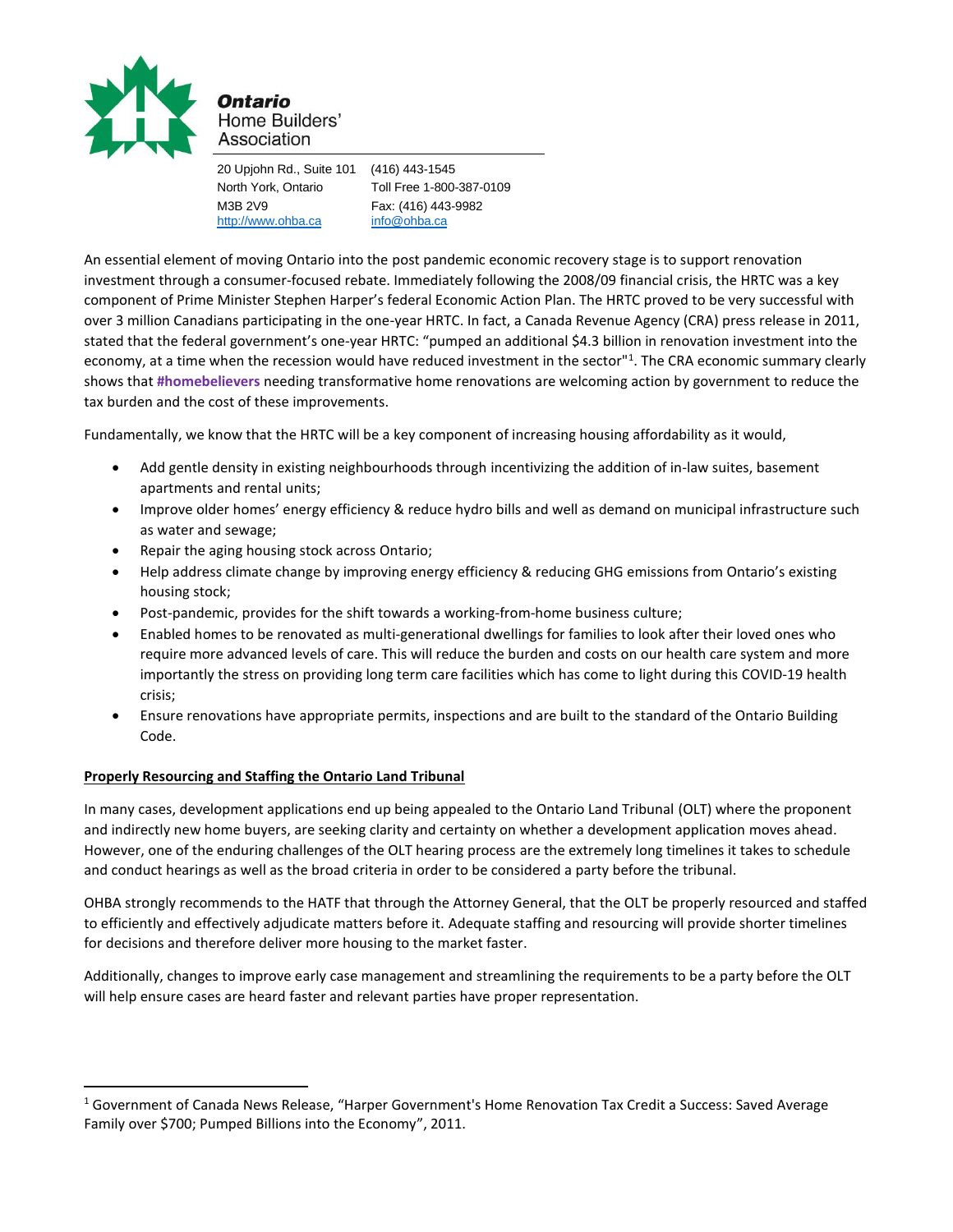**Ontario** Home Builders' Association

20 Upjohn Rd., Suite 101
North York, Ontario
M3B 2V9
http://www.ohba.ca

(416) 443-1545
Toll Free 1-800-387-0109
Fax: (416) 443-9982
info@ohba.ca

An essential element of moving Ontario into the post pandemic economic recovery stage is to support renovation investment through a consumer-focused rebate. Immediately following the 2008/09 financial crisis, the HRTC was a key component of Prime Minister Stephen Harper's federal Economic Action Plan. The HRTC proved to be very successful with over 3 million Canadians participating in the one-year HRTC. In fact, a Canada Revenue Agency (CRA) press release in 2011, stated that the federal government's one-year HRTC: "pumped an additional $4.3 billion in renovation investment into the economy, at a time when the recession would have reduced investment in the sector"[1]. The CRA economic summary clearly shows that **#homebelievers** needing transformative home renovations are welcoming action by government to reduce the tax burden and the cost of these improvements.

Fundamentally, we know that the HRTC will be a key component of increasing housing affordability as it would,

- Add gentle density in existing neighbourhoods through incentivizing the addition of in-law suites, basement apartments and rental units;
- Improve older homes' energy efficiency & reduce hydro bills and well as demand on municipal infrastructure such as water and sewage;
- Repair the aging housing stock across Ontario;
- Help address climate change by improving energy efficiency & reducing GHG emissions from Ontario's existing housing stock;
- Post-pandemic, provides for the shift towards a working-from-home business culture;
- Enabled homes to be renovated as multi-generational dwellings for families to look after their loved ones who require more advanced levels of care. This will reduce the burden and costs on our health care system and more importantly the stress on providing long term care facilities which has come to light during this COVID-19 health crisis;
- Ensure renovations have appropriate permits, inspections and are built to the standard of the Ontario Building Code.

**Properly Resourcing and Staffing the Ontario Land Tribunal**

In many cases, development applications end up being appealed to the Ontario Land Tribunal (OLT) where the proponent and indirectly new home buyers, are seeking clarity and certainty on whether a development application moves ahead. However, one of the enduring challenges of the OLT hearing process are the extremely long timelines it takes to schedule and conduct hearings as well as the broad criteria in order to be considered a party before the tribunal.

OHBA strongly recommends to the HATF that through the Attorney General, that the OLT be properly resourced and staffed to efficiently and effectively adjudicate matters before it. Adequate staffing and resourcing will provide shorter timelines for decisions and therefore deliver more housing to the market faster.

Additionally, changes to improve early case management and streamlining the requirements to be a party before the OLT will help ensure cases are heard faster and relevant parties have proper representation.

[1] Government of Canada News Release, "Harper Government's Home Renovation Tax Credit a Success: Saved Average Family over $700; Pumped Billions into the Economy", 2011.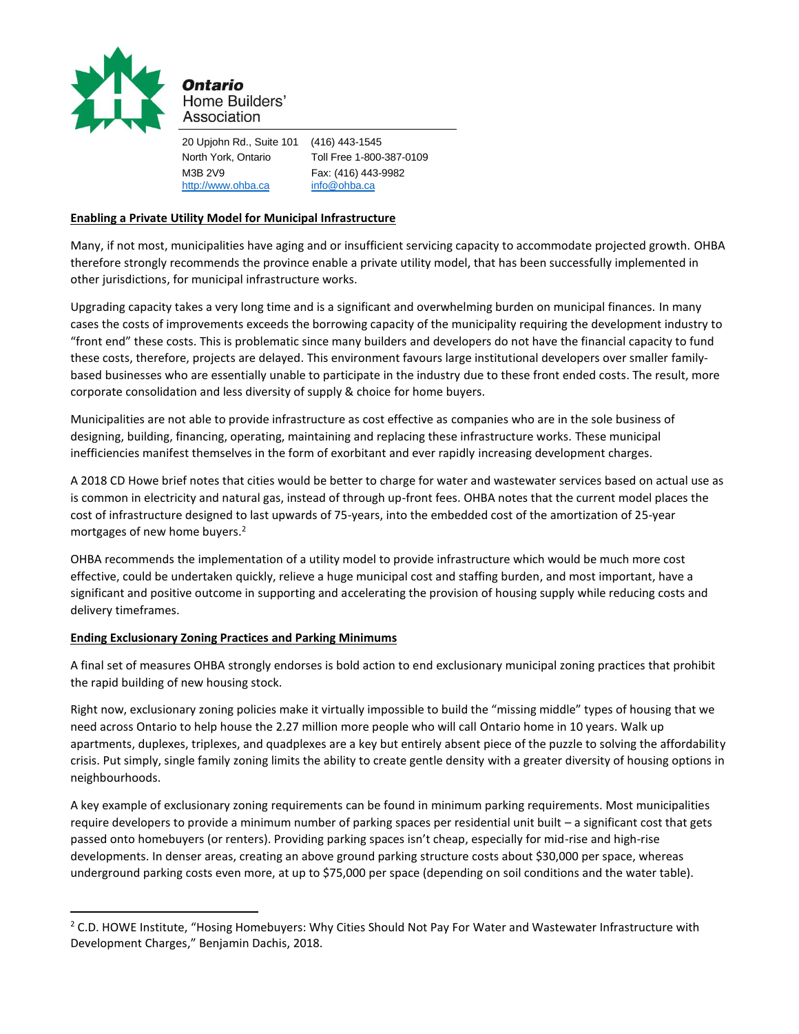**Ontario** Home Builders' Association

20 Upjohn Rd., Suite 101
North York, Ontario
M3B 2V9
http://www.ohba.ca

(416) 443-1545
Toll Free 1-800-387-0109
Fax: (416) 443-9982
info@ohba.ca

## Enabling a Private Utility Model for Municipal Infrastructure

Many, if not most, municipalities have aging and or insufficient servicing capacity to accommodate projected growth. OHBA therefore strongly recommends the province enable a private utility model, that has been successfully implemented in other jurisdictions, for municipal infrastructure works.

Upgrading capacity takes a very long time and is a significant and overwhelming burden on municipal finances. In many cases the costs of improvements exceeds the borrowing capacity of the municipality requiring the development industry to "front end" these costs. This is problematic since many builders and developers do not have the financial capacity to fund these costs, therefore, projects are delayed. This environment favours large institutional developers over smaller family-based businesses who are essentially unable to participate in the industry due to these front ended costs. The result, more corporate consolidation and less diversity of supply & choice for home buyers.

Municipalities are not able to provide infrastructure as cost effective as companies who are in the sole business of designing, building, financing, operating, maintaining and replacing these infrastructure works. These municipal inefficiencies manifest themselves in the form of exorbitant and ever rapidly increasing development charges.

A 2018 CD Howe brief notes that cities would be better to charge for water and wastewater services based on actual use as is common in electricity and natural gas, instead of through up-front fees. OHBA notes that the current model places the cost of infrastructure designed to last upwards of 75-years, into the embedded cost of the amortization of 25-year mortgages of new home buyers.[2]

OHBA recommends the implementation of a utility model to provide infrastructure which would be much more cost effective, could be undertaken quickly, relieve a huge municipal cost and staffing burden, and most important, have a significant and positive outcome in supporting and accelerating the provision of housing supply while reducing costs and delivery timeframes.

## Ending Exclusionary Zoning Practices and Parking Minimums

A final set of measures OHBA strongly endorses is bold action to end exclusionary municipal zoning practices that prohibit the rapid building of new housing stock.

Right now, exclusionary zoning policies make it virtually impossible to build the "missing middle" types of housing that we need across Ontario to help house the 2.27 million more people who will call Ontario home in 10 years. Walk up apartments, duplexes, triplexes, and quadplexes are a key but entirely absent piece of the puzzle to solving the affordability crisis. Put simply, single family zoning limits the ability to create gentle density with a greater diversity of housing options in neighbourhoods.

A key example of exclusionary zoning requirements can be found in minimum parking requirements. Most municipalities require developers to provide a minimum number of parking spaces per residential unit built – a significant cost that gets passed onto homebuyers (or renters). Providing parking spaces isn't cheap, especially for mid-rise and high-rise developments. In denser areas, creating an above ground parking structure costs about $30,000 per space, whereas underground parking costs even more, at up to $75,000 per space (depending on soil conditions and the water table).

---

[2] C.D. HOWE Institute, "Hosing Homebuyers: Why Cities Should Not Pay For Water and Wastewater Infrastructure with Development Charges," Benjamin Dachis, 2018.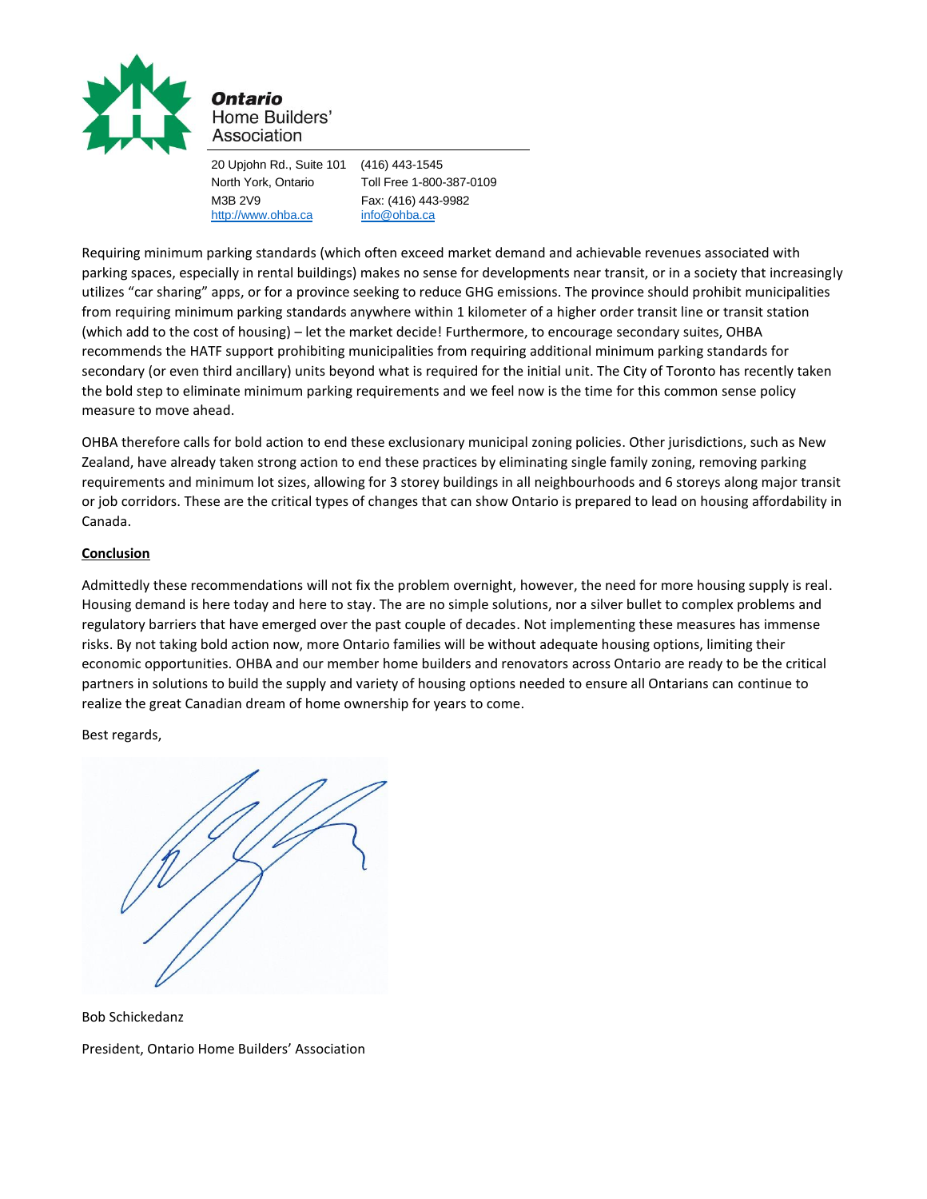**Ontario** Home Builders' Association

20 Upjohn Rd., Suite 101
North York, Ontario
M3B 2V9
http://www.ohba.ca

(416) 443-1545
Toll Free 1-800-387-0109
Fax: (416) 443-9982
info@ohba.ca

Requiring minimum parking standards (which often exceed market demand and achievable revenues associated with parking spaces, especially in rental buildings) makes no sense for developments near transit, or in a society that increasingly utilizes "car sharing" apps, or for a province seeking to reduce GHG emissions. The province should prohibit municipalities from requiring minimum parking standards anywhere within 1 kilometer of a higher order transit line or transit station (which add to the cost of housing) – let the market decide! Furthermore, to encourage secondary suites, OHBA recommends the HATF support prohibiting municipalities from requiring additional minimum parking standards for secondary (or even third ancillary) units beyond what is required for the initial unit. The City of Toronto has recently taken the bold step to eliminate minimum parking requirements and we feel now is the time for this common sense policy measure to move ahead.

OHBA therefore calls for bold action to end these exclusionary municipal zoning policies. Other jurisdictions, such as New Zealand, have already taken strong action to end these practices by eliminating single family zoning, removing parking requirements and minimum lot sizes, allowing for 3 storey buildings in all neighbourhoods and 6 storeys along major transit or job corridors. These are the critical types of changes that can show Ontario is prepared to lead on housing affordability in Canada.

**Conclusion**

Admittedly these recommendations will not fix the problem overnight, however, the need for more housing supply is real. Housing demand is here today and here to stay. The are no simple solutions, nor a silver bullet to complex problems and regulatory barriers that have emerged over the past couple of decades. Not implementing these measures has immense risks. By not taking bold action now, more Ontario families will be without adequate housing options, limiting their economic opportunities. OHBA and our member home builders and renovators across Ontario are ready to be the critical partners in solutions to build the supply and variety of housing options needed to ensure all Ontarians can continue to realize the great Canadian dream of home ownership for years to come.

Best regards,

Bob Schickedanz

President, Ontario Home Builders' Association